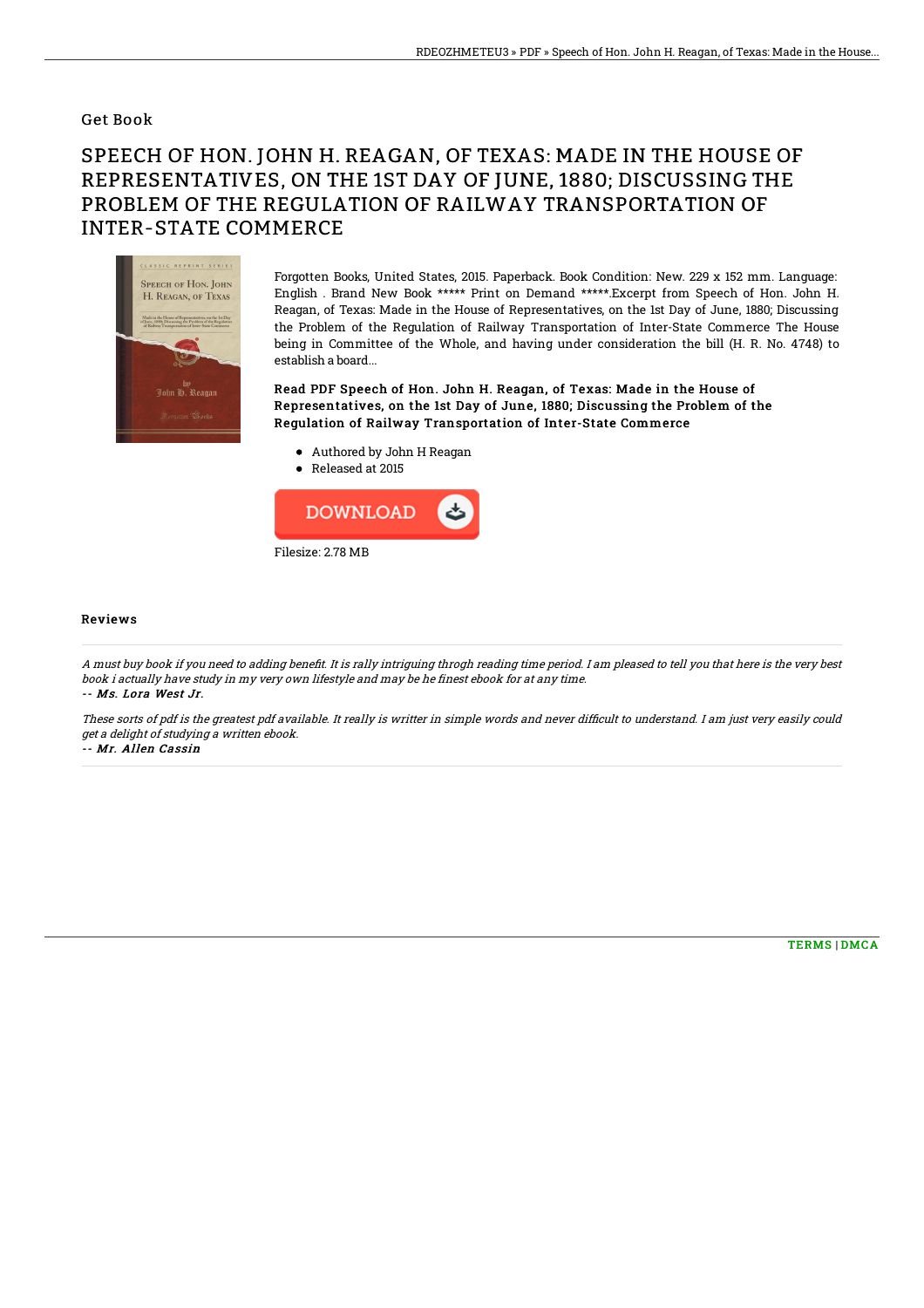Get Book

# SPEECH OF HON. JOHN H. REAGAN, OF TEXAS: MADE IN THE HOUSE OF REPRESENTATIVES, ON THE 1ST DAY OF JUNE, 1880; DISCUSSING THE PROBLEM OF THE REGULATION OF RAILWAY TRANSPORTATION OF INTER-STATE COMMERCE

Forgotten Books, United States, 2015. Paperback. Book Condition: New. 229 x 152 mm. Language: English . Brand New Book ***** Print on Demand *****.Excerpt from Speech of Hon. John H. Reagan, of Texas: Made in the House of Representatives, on the 1st Day of June, 1880; Discussing the Problem of the Regulation of Railway Transportation of Inter-State Commerce The House being in Committee of the Whole, and having under consideration the bill (H. R. No. 4748) to establish a board...

**Read PDF Speech of Hon. John H. Reagan, of Texas: Made in the House of Representatives, on the 1st Day of June, 1880; Discussing the Problem of the Regulation of Railway Transportation of Inter-State Commerce**

- Authored by John H Reagan
- Released at 2015

DOWNLOAD

Filesize: 2.78 MB

## Reviews

*A must buy book if you need to adding benefit. It is rally intriguing throgh reading time period. I am pleased to tell you that here is the very best book i actually have study in my very own lifestyle and may be he finest ebook for at any time.*

*-- Ms. Lora West Jr.*

*These sorts of pdf is the greatest pdf available. It really is writter in simple words and never difficult to understand. I am just very easily could get a delight of studying a written ebook.*

*-- Mr. Allen Cassin*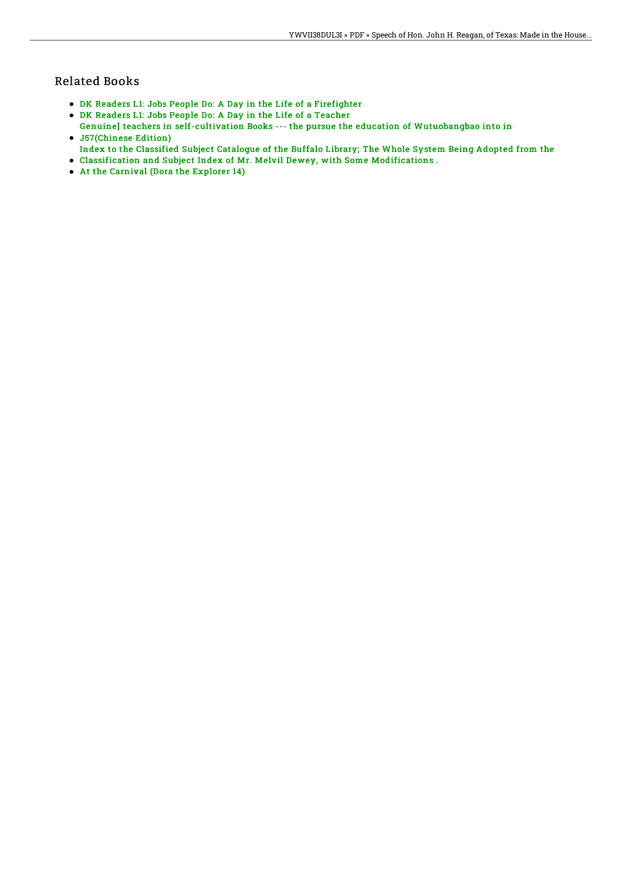## Related Books

- DK Readers L1: Jobs People Do: A Day in the Life of a Firefighter
- DK Readers L1: Jobs People Do: A Day in the Life of a Teacher
- Genuine] teachers in self-cultivation Books --- the pursue the education of Wutuobangbao into in J57(Chinese Edition)
- Index to the Classified Subject Catalogue of the Buffalo Library; The Whole System Being Adopted from the Classification and Subject Index of Mr. Melvil Dewey, with Some Modifications .
- At the Carnival (Dora the Explorer 14)